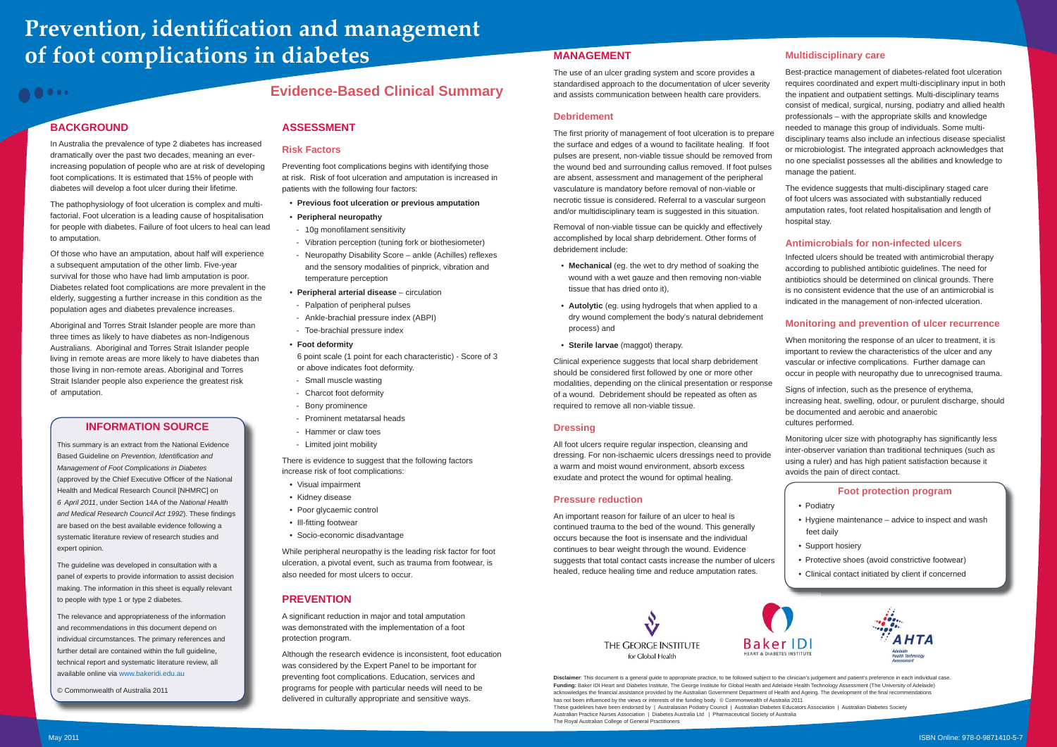# Prevention, identification and management of foot complications in diabetes

## Evidence-Based Clinical Summary

## BACKGROUND

In Australia the prevalence of type 2 diabetes has increased dramatically over the past two decades, meaning an ever-increasing population of people who are at risk of developing foot complications. It is estimated that 15% of people with diabetes will develop a foot ulcer during their lifetime.

The pathophysiology of foot ulceration is complex and multi-factorial. Foot ulceration is a leading cause of hospitalisation for people with diabetes. Failure of foot ulcers to heal can lead to amputation.

Of those who have an amputation, about half will experience a subsequent amputation of the other limb. Five-year survival for those who have had limb amputation is poor. Diabetes related foot complications are more prevalent in the elderly, suggesting a further increase in this condition as the population ages and diabetes prevalence increases.

Aboriginal and Torres Strait Islander people are more than three times as likely to have diabetes as non-Indigenous Australians. Aboriginal and Torres Strait Islander people living in remote areas are more likely to have diabetes than those living in non-remote areas. Aboriginal and Torres Strait Islander people also experience the greatest risk of amputation.

### INFORMATION SOURCE

This summary is an extract from the National Evidence Based Guideline on *Prevention, Identification and Management of Foot Complications in Diabetes* (approved by the Chief Executive Officer of the National Health and Medical Research Council [NHMRC] on *6 April 2011*, under Section 14A of the *National Health and Medical Research Council Act 1992*). These findings are based on the best available evidence following a systematic literature review of research studies and expert opinion.

The guideline was developed in consultation with a panel of experts to provide information to assist decision making. The information in this sheet is equally relevant to people with type 1 or type 2 diabetes.

The relevance and appropriateness of the information and recommendations in this document depend on individual circumstances. The primary references and further detail are contained within the full guideline, technical report and systematic literature review, all available online via www.bakeridi.edu.au

© Commonwealth of Australia 2011

## ASSESSMENT

### Risk Factors

Preventing foot complications begins with identifying those at risk. Risk of foot ulceration and amputation is increased in patients with the following four factors:

- **Previous foot ulceration or previous amputation**
- **Peripheral neuropathy**
  - 10g monofilament sensitivity
  - Vibration perception (tuning fork or biothesiometer)
  - Neuropathy Disability Score – ankle (Achilles) reflexes and the sensory modalities of pinprick, vibration and temperature perception
- **Peripheral arterial disease** – circulation
  - Palpation of peripheral pulses
  - Ankle-brachial pressure index (ABPI)
  - Toe-brachial pressure index
- **Foot deformity**

  6 point scale (1 point for each characteristic) - Score of 3 or above indicates foot deformity.
  - Small muscle wasting
  - Charcot foot deformity
  - Bony prominence
  - Prominent metatarsal heads
  - Hammer or claw toes
  - Limited joint mobility

There is evidence to suggest that the following factors increase risk of foot complications:

- Visual impairment
- Kidney disease
- Poor glycaemic control
- Ill-fitting footwear
- Socio-economic disadvantage

While peripheral neuropathy is the leading risk factor for foot ulceration, a pivotal event, such as trauma from footwear, is also needed for most ulcers to occur.

## PREVENTION

A significant reduction in major and total amputation was demonstrated with the implementation of a foot protection program.

Although the research evidence is inconsistent, foot education was considered by the Expert Panel to be important for preventing foot complications. Education, services and programs for people with particular needs will need to be delivered in culturally appropriate and sensitive ways.

## MANAGEMENT

The use of an ulcer grading system and score provides a standardised approach to the documentation of ulcer severity and assists communication between health care providers.

### Debridement

The first priority of management of foot ulceration is to prepare the surface and edges of a wound to facilitate healing. If foot pulses are present, non-viable tissue should be removed from the wound bed and surrounding callus removed. If foot pulses are absent, assessment and management of the peripheral vasculature is mandatory before removal of non-viable or necrotic tissue is considered. Referral to a vascular surgeon and/or multidisciplinary team is suggested in this situation.

Removal of non-viable tissue can be quickly and effectively accomplished by local sharp debridement. Other forms of debridement include:

- **Mechanical** (eg. the wet to dry method of soaking the wound with a wet gauze and then removing non-viable tissue that has dried onto it),
- **Autolytic** (eg. using hydrogels that when applied to a dry wound complement the body's natural debridement process) and
- **Sterile larvae** (maggot) therapy.

Clinical experience suggests that local sharp debridement should be considered first followed by one or more other modalities, depending on the clinical presentation or response of a wound. Debridement should be repeated as often as required to remove all non-viable tissue.

### Dressing

All foot ulcers require regular inspection, cleansing and dressing. For non-ischaemic ulcers dressings need to provide a warm and moist wound environment, absorb excess exudate and protect the wound for optimal healing.

### Pressure reduction

An important reason for failure of an ulcer to heal is continued trauma to the bed of the wound. This generally occurs because the foot is insensate and the individual continues to bear weight through the wound. Evidence suggests that total contact casts increase the number of ulcers healed, reduce healing time and reduce amputation rates.

### Multidisciplinary care

Best-practice management of diabetes-related foot ulceration requires coordinated and expert multi-disciplinary input in both the inpatient and outpatient settings. Multi-disciplinary teams consist of medical, surgical, nursing, podiatry and allied health professionals – with the appropriate skills and knowledge needed to manage this group of individuals. Some multi-disciplinary teams also include an infectious disease specialist or microbiologist. The integrated approach acknowledges that no one specialist possesses all the abilities and knowledge to manage the patient.

The evidence suggests that multi-disciplinary staged care of foot ulcers was associated with substantially reduced amputation rates, foot related hospitalisation and length of hospital stay.

### Antimicrobials for non-infected ulcers

Infected ulcers should be treated with antimicrobial therapy according to published antibiotic guidelines. The need for antibiotics should be determined on clinical grounds. There is no consistent evidence that the use of an antimicrobial is indicated in the management of non-infected ulceration.

### Monitoring and prevention of ulcer recurrence

When monitoring the response of an ulcer to treatment, it is important to review the characteristics of the ulcer and any vascular or infective complications. Further damage can occur in people with neuropathy due to unrecognised trauma.

Signs of infection, such as the presence of erythema, increasing heat, swelling, odour, or purulent discharge, should be documented and aerobic and anaerobic cultures performed.

Monitoring ulcer size with photography has significantly less inter-observer variation than traditional techniques (such as using a ruler) and has high patient satisfaction because it avoids the pain of direct contact.

### Foot protection program

- Podiatry
- Hygiene maintenance – advice to inspect and wash feet daily
- Support hosiery
- Protective shoes (avoid constrictive footwear)
- Clinical contact initiated by client if concerned

THE GEORGE INSTITUTE for Global Health | Baker IDI HEART & DIABETES INSTITUTE | AHTA Adelaide Health Technology Assessment

**Disclaimer**: This document is a general guide to appropriate practice, to be followed subject to the clinician's judgement and patient's preference in each individual case.
**Funding:** Baker IDI Heart and Diabetes Institute, The George Institute for Global Health and Adelaide Health Technology Assessment (The University of Adelaide) acknowledges the financial assistance provided by the Australian Government Department of Health and Ageing. The development of the final recommendations has not been influenced by the views or interests of the funding body. © Commonwealth of Australia 2011
These guidelines have been endorsed by | Australasian Podiatry Council | Australian Diabetes Educators Association | Australian Diabetes Society
Australian Practice Nurses Association | Diabetes Australia Ltd | Pharmaceutical Society of Australia
The Royal Australian College of General Practitioners

May 2011

ISBN Online: 978-0-9871410-5-7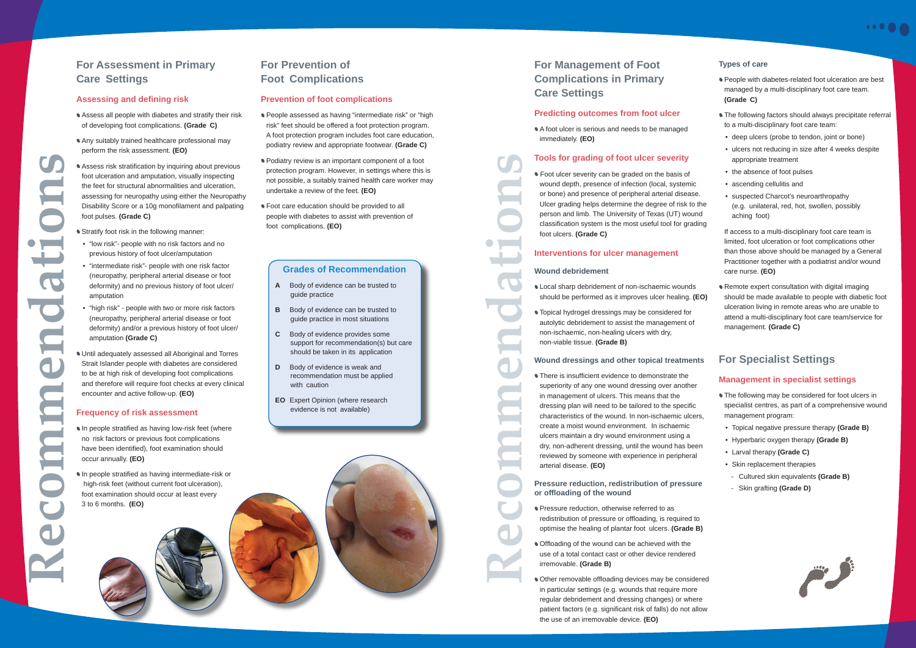## For Assessment in Primary Care Settings

### Assessing and defining risk

- Assess all people with diabetes and stratify their risk of developing foot complications. **(Grade C)**
- Any suitably trained healthcare professional may perform the risk assessment. **(EO)**
- Assess risk stratification by inquiring about previous foot ulceration and amputation, visually inspecting the feet for structural abnormalities and ulceration, assessing for neuropathy using either the Neuropathy Disability Score or a 10g monofilament and palpating foot pulses. **(Grade C)**
- Stratify foot risk in the following manner:
  - "low risk"- people with no risk factors and no previous history of foot ulcer/amputation
  - "intermediate risk"- people with one risk factor (neuropathy, peripheral arterial disease or foot deformity) and no previous history of foot ulcer/ amputation
  - "high risk" - people with two or more risk factors (neuropathy, peripheral arterial disease or foot deformity) and/or a previous history of foot ulcer/ amputation **(Grade C)**
- Until adequately assessed all Aboriginal and Torres Strait Islander people with diabetes are considered to be at high risk of developing foot complications and therefore will require foot checks at every clinical encounter and active follow-up. **(EO)**

### Frequency of risk assessment

- In people stratified as having low-risk feet (where no risk factors or previous foot complications have been identified), foot examination should occur annually. **(EO)**
- In people stratified as having intermediate-risk or high-risk feet (without current foot ulceration), foot examination should occur at least every 3 to 6 months. **(EO)**

## For Prevention of Foot Complications

### Prevention of foot complications

- People assessed as having "intermediate risk" or "high risk" feet should be offered a foot protection program. A foot protection program includes foot care education, podiatry review and appropriate footwear. **(Grade C)**
- Podiatry review is an important component of a foot protection program. However, in settings where this is not possible, a suitably trained health care worker may undertake a review of the feet. **(EO)**
- Foot care education should be provided to all people with diabetes to assist with prevention of foot complications. **(EO)**

### Grades of Recommendation

| Grade | Description |
|---|---|
| A | Body of evidence can be trusted to guide practice |
| B | Body of evidence can be trusted to guide practice in most situations |
| C | Body of evidence provides some support for recommendation(s) but care should be taken in its application |
| D | Body of evidence is weak and recommendation must be applied with caution |
| EO | Expert Opinion (where research evidence is not available) |

## For Management of Foot Complications in Primary Care Settings

### Predicting outcomes from foot ulcer

- A foot ulcer is serious and needs to be managed immediately. **(EO)**

### Tools for grading of foot ulcer severity

- Foot ulcer severity can be graded on the basis of wound depth, presence of infection (local, systemic or bone) and presence of peripheral arterial disease. Ulcer grading helps determine the degree of risk to the person and limb. The University of Texas (UT) wound classification system is the most useful tool for grading foot ulcers. **(Grade C)**

### Interventions for ulcer management

#### Wound debridement

- Local sharp debridement of non-ischaemic wounds should be performed as it improves ulcer healing. **(EO)**
- Topical hydrogel dressings may be considered for autolytic debridement to assist the management of non-ischaemic, non-healing ulcers with dry, non-viable tissue. **(Grade B)**

#### Wound dressings and other topical treatments

- There is insufficient evidence to demonstrate the superiority of any one wound dressing over another in management of ulcers. This means that the dressing plan will need to be tailored to the specific characteristics of the wound. In non-ischaemic ulcers, create a moist wound environment. In ischaemic ulcers maintain a dry wound environment using a dry, non-adherent dressing, until the wound has been reviewed by someone with experience in peripheral arterial disease. **(EO)**

#### Pressure reduction, redistribution of pressure or offloading of the wound

- Pressure reduction, otherwise referred to as redistribution of pressure or offloading, is required to optimise the healing of plantar foot ulcers. **(Grade B)**
- Offloading of the wound can be achieved with the use of a total contact cast or other device rendered irremovable. **(Grade B)**
- Other removable offloading devices may be considered in particular settings (e.g. wounds that require more regular debridement and dressing changes) or where patient factors (e.g. significant risk of falls) do not allow the use of an irremovable device. **(EO)**

#### Types of care

- People with diabetes-related foot ulceration are best managed by a multi-disciplinary foot care team. **(Grade C)**
- The following factors should always precipitate referral to a multi-disciplinary foot care team:
  - deep ulcers (probe to tendon, joint or bone)
  - ulcers not reducing in size after 4 weeks despite appropriate treatment
  - the absence of foot pulses
  - ascending cellulitis and
  - suspected Charcot's neuroarthropathy (e.g. unilateral, red, hot, swollen, possibly aching foot)

  If access to a multi-disciplinary foot care team is limited, foot ulceration or foot complications other than those above should be managed by a General Practitioner together with a podiatrist and/or wound care nurse. **(EO)**
- Remote expert consultation with digital imaging should be made available to people with diabetic foot ulceration living in remote areas who are unable to attend a multi-disciplinary foot care team/service for management. **(Grade C)**

## For Specialist Settings

### Management in specialist settings

- The following may be considered for foot ulcers in specialist centres, as part of a comprehensive wound management program:
  - Topical negative pressure therapy **(Grade B)**
  - Hyperbaric oxygen therapy **(Grade B)**
  - Larval therapy **(Grade C)**
  - Skin replacement therapies
    - Cultured skin equivalents **(Grade B)**
    - Skin grafting **(Grade D)**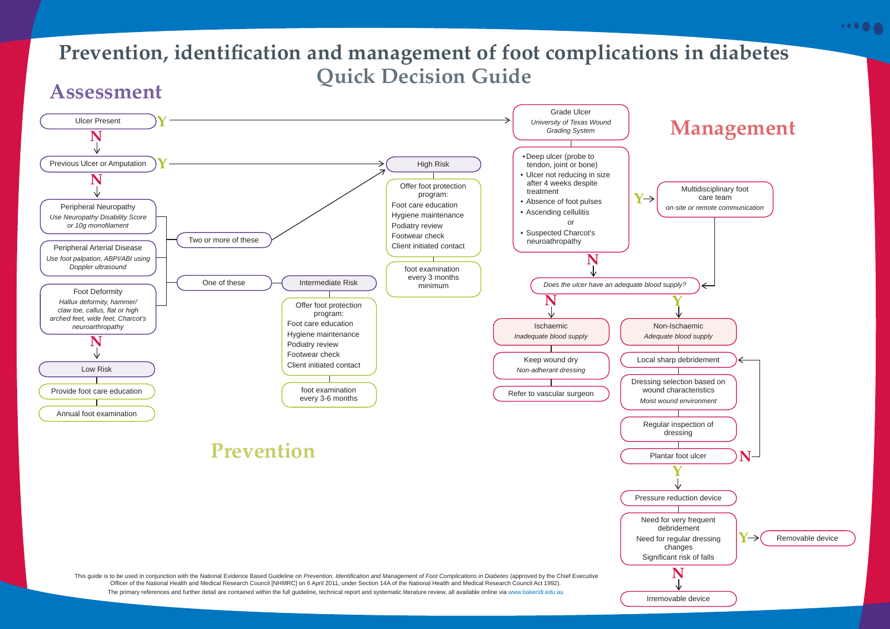# Prevention, identification and management of foot complications in diabetes

## Quick Decision Guide

## Assessment

- **Ulcer Present** — Y → Grade Ulcer (*University of Texas Wound Grading System*)
  - N ↓
- **Previous Ulcer or Amputation** — Y → High Risk
  - N ↓
- **Peripheral Neuropathy**
  *Use Neuropathy Disability Score or 10g monofilament*
- **Peripheral Arterial Disease**
  *Use foot palpation, ABPI/ABI using Doppler ultrasound*
- **Foot Deformity**
  *Hallux deformity, hammer/ claw toe, callus, flat or high arched feet, wide feet, Charcot's neuroarthropathy*
  - N ↓

**Two or more of these** → High Risk

**One of these** → Intermediate Risk

**Low Risk**
- Provide foot care education
- Annual foot examination

## Prevention

**High Risk**
- Offer foot protection program:
  - Foot care education
  - Hygiene maintenance
  - Podiatry review
  - Footwear check
  - Client initiated contact
- foot examination every 3 months minimum

**Intermediate Risk**
- Offer foot protection program:
  - Foot care education
  - Hygiene maintenance
  - Podiatry review
  - Footwear check
  - Client initiated contact
- foot examination every 3-6 months

## Management

**Grade Ulcer**
*University of Texas Wound Grading System*

- Deep ulcer (probe to tendon, joint or bone)
- Ulcer not reducing in size after 4 weeks despite treatment
- Absence of foot pulses
- Ascending cellulitis

or

- Suspected Charcot's neuroarthropathy

Y → **Multidisciplinary foot care team** (*on-site or remote communication*) → Does the ulcer have an adequate blood supply?

N ↓

*Does the ulcer have an adequate blood supply?*

**N → Ischaemic** (*Inadequate blood supply*)
- Keep wound dry (*Non-adherant dressing*)
- Refer to vascular surgeon

**Y → Non-Ischaemic** (*Adequate blood supply*)
- Local sharp debridement
- Dressing selection based on wound characteristics (*Moist wound environment*)
- Regular inspection of dressing
- Plantar foot ulcer — N → back to Local sharp debridement
  - Y ↓
- Pressure reduction device
- Need for very frequent debridement / Need for regular dressing changes / Significant risk of falls
  - Y → Removable device
  - N → Irremovable device

This guide is to be used in conjunction with the National Evidence Based Guideline on *Prevention, Identification and Management of Foot Complications in Diabetes* (approved by the Chief Executive Officer of the National Health and Medical Research Council [NHMRC] on 6 April 2011, under Section 14A of the National Health and Medical Research Council Act 1992).
The primary references and further detail are contained within the full guideline, technical report and systematic literature review, all available online via www.bakeridi.edu.au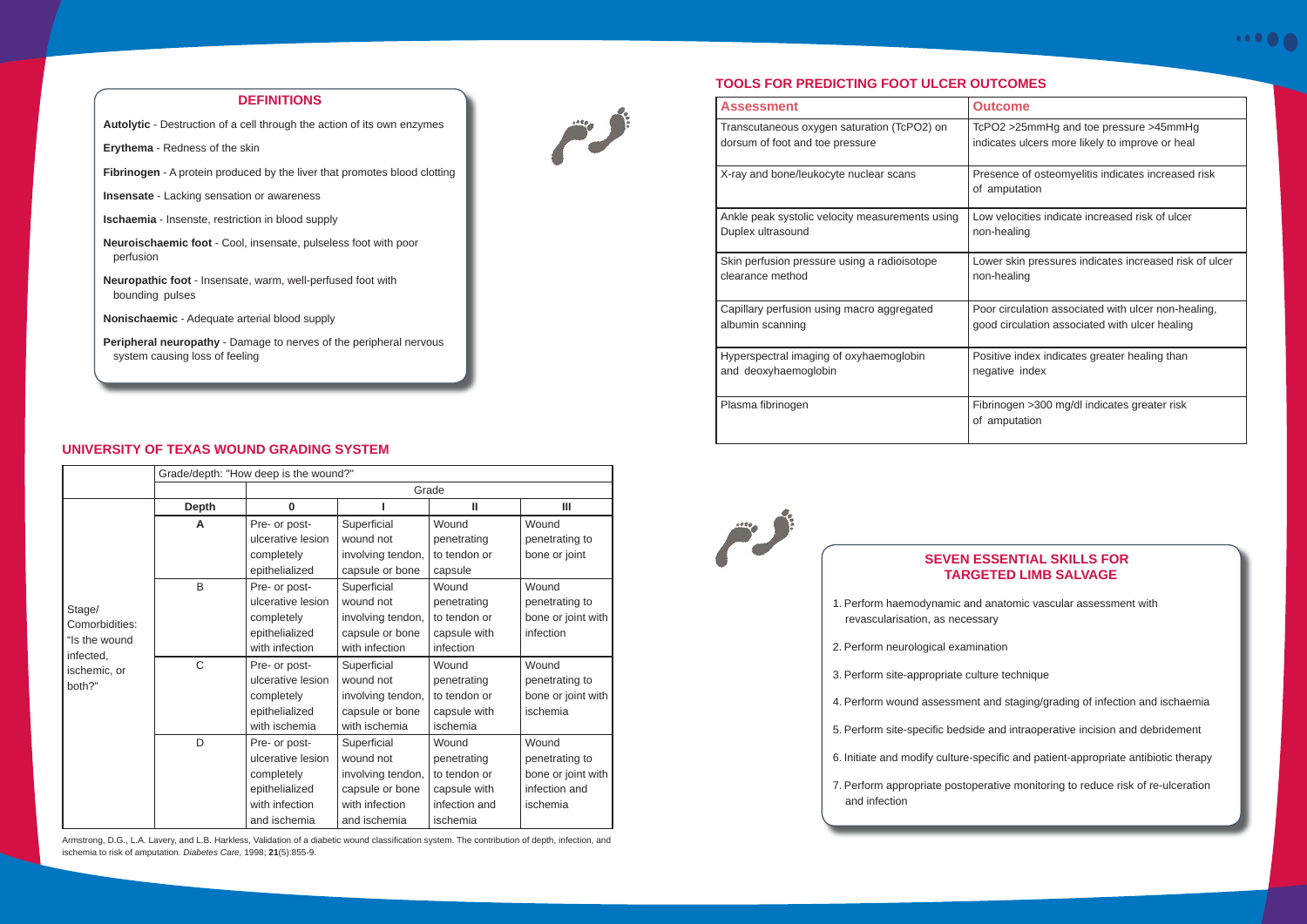## DEFINITIONS

**Autolytic** - Destruction of a cell through the action of its own enzymes

**Erythema** - Redness of the skin

**Fibrinogen** - A protein produced by the liver that promotes blood clotting

**Insensate** - Lacking sensation or awareness

**Ischaemia** - Insenste, restriction in blood supply

**Neuroischaemic foot** - Cool, insensate, pulseless foot with poor perfusion

**Neuropathic foot** - Insensate, warm, well-perfused foot with bounding pulses

**Nonischaemic** - Adequate arterial blood supply

**Peripheral neuropathy** - Damage to nerves of the peripheral nervous system causing loss of feeling

## UNIVERSITY OF TEXAS WOUND GRADING SYSTEM

| | Grade/depth: "How deep is the wound?" | | | | |
|---|---|---|---|---|---|
| | | Grade | | | |
| | **Depth** | **0** | **I** | **II** | **III** |
| Stage/ Comorbidities: "Is the wound infected, ischemic, or both?" | **A** | Pre- or post-ulcerative lesion completely epithelialized | Superficial wound not involving tendon, capsule or bone | Wound penetrating to tendon or capsule | Wound penetrating to bone or joint |
| | B | Pre- or post-ulcerative lesion completely epithelialized with infection | Superficial wound not involving tendon, capsule or bone with infection | Wound penetrating to tendon or capsule with infection | Wound penetrating to bone or joint with infection |
| | C | Pre- or post-ulcerative lesion completely epithelialized with ischemia | Superficial wound not involving tendon, capsule or bone with ischemia | Wound penetrating to tendon or capsule with ischemia | Wound penetrating to bone or joint with ischemia |
| | D | Pre- or post-ulcerative lesion completely epithelialized with infection and ischemia | Superficial wound not involving tendon, capsule or bone with infection and ischemia | Wound penetrating to tendon or capsule with infection and ischemia | Wound penetrating to bone or joint with infection and ischemia |

Armstrong, D.G., L.A. Lavery, and L.B. Harkless, Validation of a diabetic wound classification system. The contribution of depth, infection, and ischemia to risk of amputation. *Diabetes Care,* 1998; **21**(5):855-9.

## TOOLS FOR PREDICTING FOOT ULCER OUTCOMES

| Assessment | Outcome |
|---|---|
| Transcutaneous oxygen saturation (TcPO2) on dorsum of foot and toe pressure | TcPO2 >25mmHg and toe pressure >45mmHg indicates ulcers more likely to improve or heal |
| X-ray and bone/leukocyte nuclear scans | Presence of osteomyelitis indicates increased risk of amputation |
| Ankle peak systolic velocity measurements using Duplex ultrasound | Low velocities indicate increased risk of ulcer non-healing |
| Skin perfusion pressure using a radioisotope clearance method | Lower skin pressures indicates increased risk of ulcer non-healing |
| Capillary perfusion using macro aggregated albumin scanning | Poor circulation associated with ulcer non-healing, good circulation associated with ulcer healing |
| Hyperspectral imaging of oxyhaemoglobin and deoxyhaemoglobin | Positive index indicates greater healing than negative index |
| Plasma fibrinogen | Fibrinogen >300 mg/dl indicates greater risk of amputation |

## SEVEN ESSENTIAL SKILLS FOR TARGETED LIMB SALVAGE

1. Perform haemodynamic and anatomic vascular assessment with revascularisation, as necessary
2. Perform neurological examination
3. Perform site-appropriate culture technique
4. Perform wound assessment and staging/grading of infection and ischaemia
5. Perform site-specific bedside and intraoperative incision and debridement
6. Initiate and modify culture-specific and patient-appropriate antibiotic therapy
7. Perform appropriate postoperative monitoring to reduce risk of re-ulceration and infection